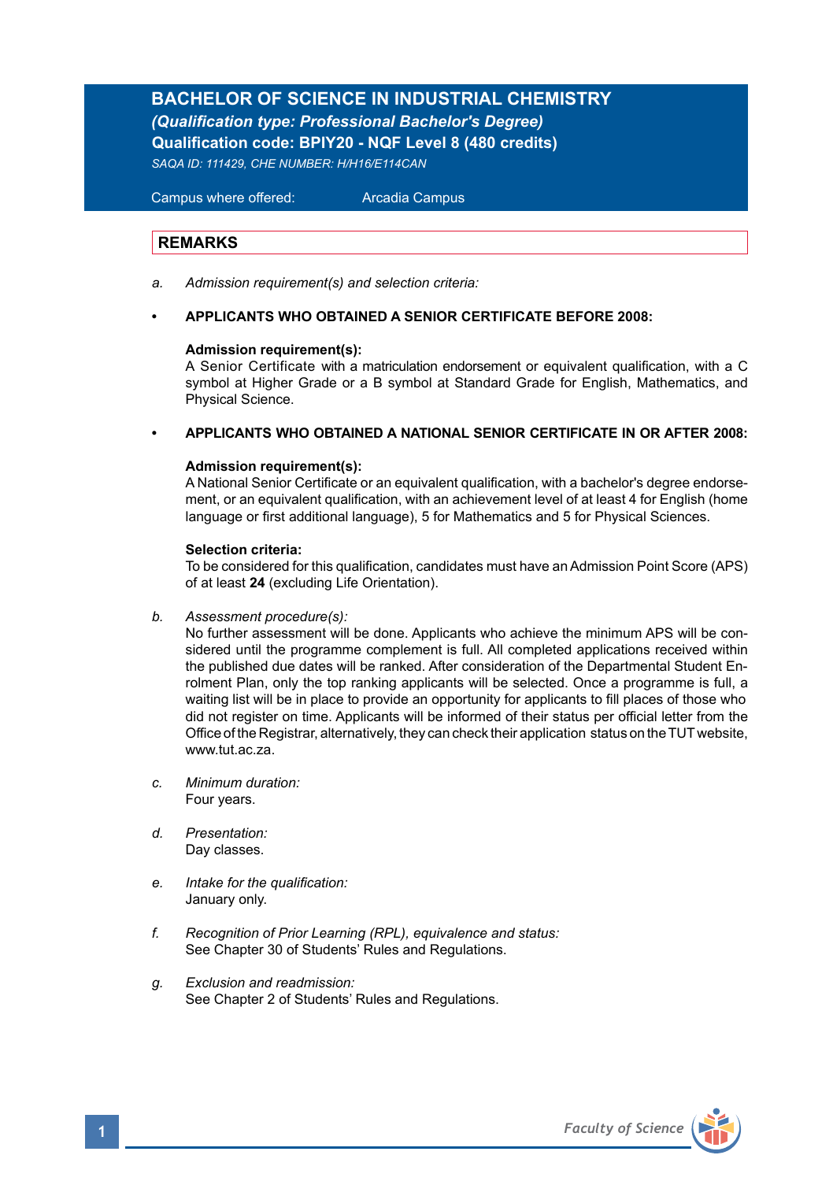# BACHELOR OF SCIENCE IN INDUSTRIAL CHEMISTRY

***(Qualification type: Professional Bachelor's Degree)***

**Qualification code: BPIY20 - NQF Level 8 (480 credits)**

*SAQA ID: 111429, CHE NUMBER: H/H16/E114CAN*

Campus where offered: Arcadia Campus

## REMARKS

*a. Admission requirement(s) and selection criteria:*

- **APPLICANTS WHO OBTAINED A SENIOR CERTIFICATE BEFORE 2008:**

  **Admission requirement(s):**
  A Senior Certificate with a matriculation endorsement or equivalent qualification, with a C symbol at Higher Grade or a B symbol at Standard Grade for English, Mathematics, and Physical Science.

- **APPLICANTS WHO OBTAINED A NATIONAL SENIOR CERTIFICATE IN OR AFTER 2008:**

  **Admission requirement(s):**
  A National Senior Certificate or an equivalent qualification, with a bachelor's degree endorsement, or an equivalent qualification, with an achievement level of at least 4 for English (home language or first additional language), 5 for Mathematics and 5 for Physical Sciences.

  **Selection criteria:**
  To be considered for this qualification, candidates must have an Admission Point Score (APS) of at least **24** (excluding Life Orientation).

*b. Assessment procedure(s):*
No further assessment will be done. Applicants who achieve the minimum APS will be considered until the programme complement is full. All completed applications received within the published due dates will be ranked. After consideration of the Departmental Student Enrolment Plan, only the top ranking applicants will be selected. Once a programme is full, a waiting list will be in place to provide an opportunity for applicants to fill places of those who did not register on time. Applicants will be informed of their status per official letter from the Office of the Registrar, alternatively, they can check their application status on the TUT website, www.tut.ac.za.

*c. Minimum duration:*
Four years.

*d. Presentation:*
Day classes.

*e. Intake for the qualification:*
January only.

*f. Recognition of Prior Learning (RPL), equivalence and status:*
See Chapter 30 of Students' Rules and Regulations.

*g. Exclusion and readmission:*
See Chapter 2 of Students' Rules and Regulations.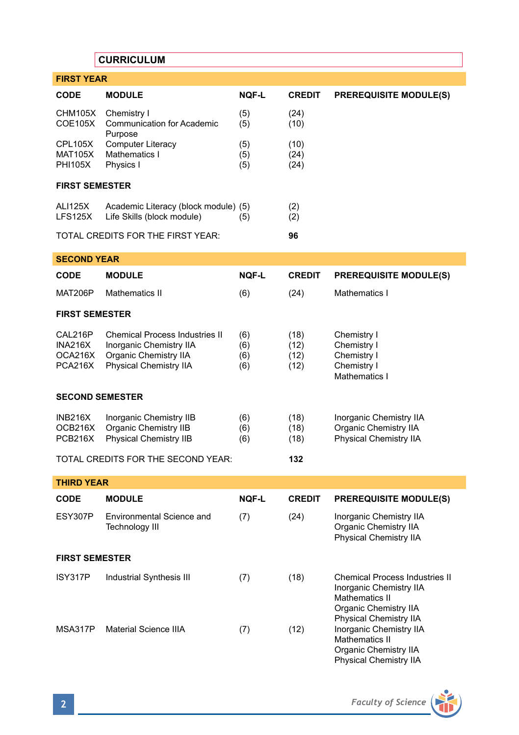## CURRICULUM

### FIRST YEAR

| CODE | MODULE | NQF-L | CREDIT | PREREQUISITE MODULE(S) |
|---|---|---|---|---|
| CHM105X | Chemistry I | (5) | (24) | |
| COE105X | Communication for Academic Purpose | (5) | (10) | |
| CPL105X | Computer Literacy | (5) | (10) | |
| MAT105X | Mathematics I | (5) | (24) | |
| PHI105X | Physics I | (5) | (24) | |
| **FIRST SEMESTER** | | | | |
| ALI125X | Academic Literacy (block module) | (5) | (2) | |
| LFS125X | Life Skills (block module) | (5) | (2) | |
| TOTAL CREDITS FOR THE FIRST YEAR: | | | **96** | |

### SECOND YEAR

| CODE | MODULE | NQF-L | CREDIT | PREREQUISITE MODULE(S) |
|---|---|---|---|---|
| MAT206P | Mathematics II | (6) | (24) | Mathematics I |
| **FIRST SEMESTER** | | | | |
| CAL216P | Chemical Process Industries II | (6) | (18) | Chemistry I |
| INA216X | Inorganic Chemistry IIA | (6) | (12) | Chemistry I |
| OCA216X | Organic Chemistry IIA | (6) | (12) | Chemistry I |
| PCA216X | Physical Chemistry IIA | (6) | (12) | Chemistry I<br>Mathematics I |
| **SECOND SEMESTER** | | | | |
| INB216X | Inorganic Chemistry IIB | (6) | (18) | Inorganic Chemistry IIA |
| OCB216X | Organic Chemistry IIB | (6) | (18) | Organic Chemistry IIA |
| PCB216X | Physical Chemistry IIB | (6) | (18) | Physical Chemistry IIA |
| TOTAL CREDITS FOR THE SECOND YEAR: | | | **132** | |

### THIRD YEAR

| CODE | MODULE | NQF-L | CREDIT | PREREQUISITE MODULE(S) |
|---|---|---|---|---|
| ESY307P | Environmental Science and Technology III | (7) | (24) | Inorganic Chemistry IIA<br>Organic Chemistry IIA<br>Physical Chemistry IIA |
| **FIRST SEMESTER** | | | | |
| ISY317P | Industrial Synthesis III | (7) | (18) | Chemical Process Industries II<br>Inorganic Chemistry IIA<br>Mathematics II<br>Organic Chemistry IIA<br>Physical Chemistry IIA |
| MSA317P | Material Science IIIA | (7) | (12) | Inorganic Chemistry IIA<br>Mathematics II<br>Organic Chemistry IIA<br>Physical Chemistry IIA |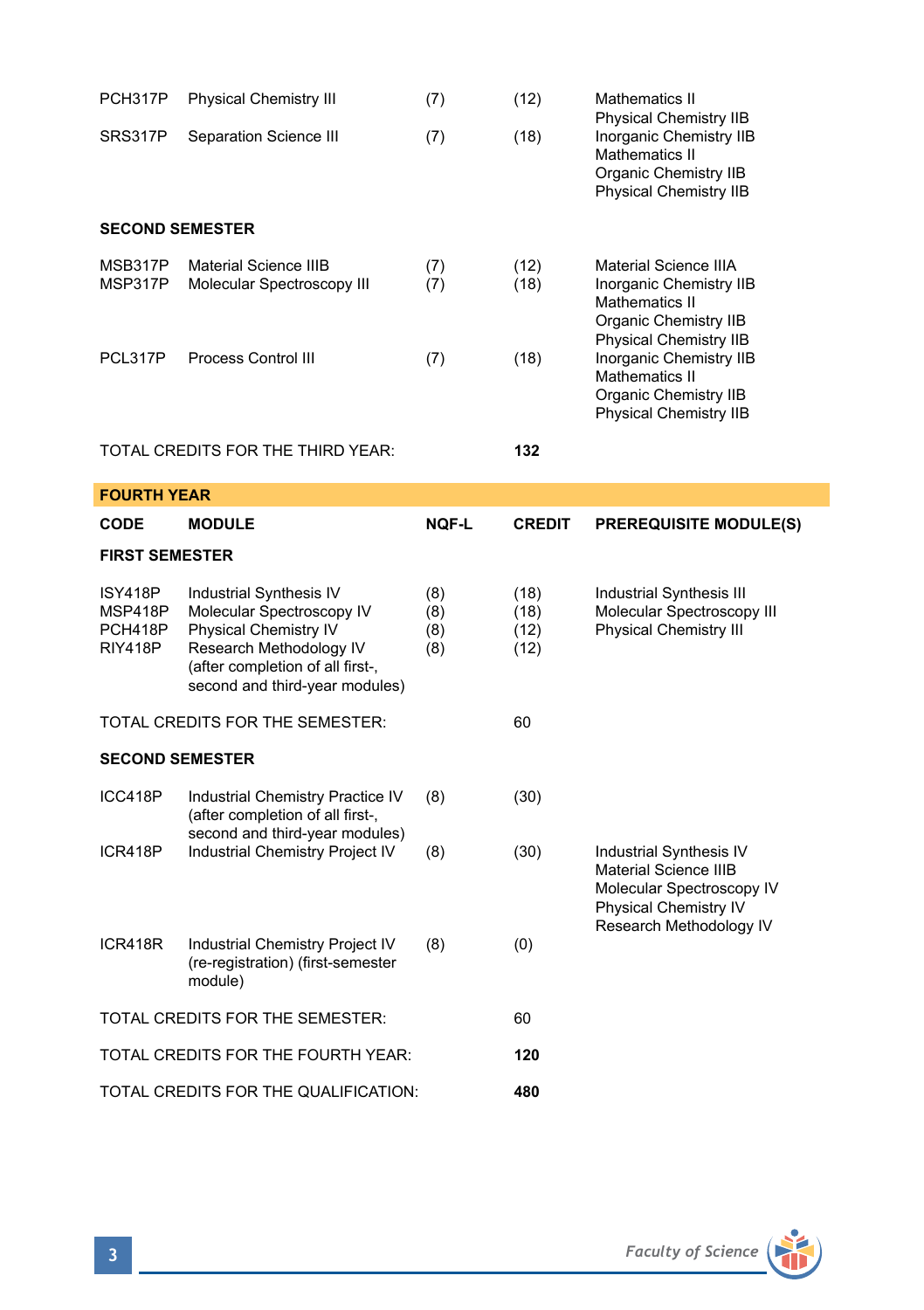| CODE | MODULE | NQF-L | CREDIT | PREREQUISITE MODULE(S) |
|---|---|---|---|---|
| PCH317P | Physical Chemistry III | (7) | (12) | Mathematics II<br>Physical Chemistry IIB |
| SRS317P | Separation Science III | (7) | (18) | Inorganic Chemistry IIB<br>Mathematics II<br>Organic Chemistry IIB<br>Physical Chemistry IIB |

**SECOND SEMESTER**

| CODE | MODULE | NQF-L | CREDIT | PREREQUISITE MODULE(S) |
|---|---|---|---|---|
| MSB317P | Material Science IIIB | (7) | (12) | Material Science IIIA |
| MSP317P | Molecular Spectroscopy III | (7) | (18) | Inorganic Chemistry IIB<br>Mathematics II<br>Organic Chemistry IIB<br>Physical Chemistry IIB |
| PCL317P | Process Control III | (7) | (18) | Inorganic Chemistry IIB<br>Mathematics II<br>Organic Chemistry IIB<br>Physical Chemistry IIB |

TOTAL CREDITS FOR THE THIRD YEAR: **132**

## FOURTH YEAR

**FIRST SEMESTER**

| CODE | MODULE | NQF-L | CREDIT | PREREQUISITE MODULE(S) |
|---|---|---|---|---|
| ISY418P | Industrial Synthesis IV | (8) | (18) | Industrial Synthesis III |
| MSP418P | Molecular Spectroscopy IV | (8) | (18) | Molecular Spectroscopy III |
| PCH418P | Physical Chemistry IV | (8) | (12) | Physical Chemistry III |
| RIY418P | Research Methodology IV (after completion of all first-, second and third-year modules) | (8) | (12) | |

TOTAL CREDITS FOR THE SEMESTER: 60

**SECOND SEMESTER**

| CODE | MODULE | NQF-L | CREDIT | PREREQUISITE MODULE(S) |
|---|---|---|---|---|
| ICC418P | Industrial Chemistry Practice IV (after completion of all first-, second and third-year modules) | (8) | (30) | |
| ICR418P | Industrial Chemistry Project IV | (8) | (30) | Industrial Synthesis IV<br>Material Science IIIB<br>Molecular Spectroscopy IV<br>Physical Chemistry IV<br>Research Methodology IV |
| ICR418R | Industrial Chemistry Project IV (re-registration) (first-semester module) | (8) | (0) | |

TOTAL CREDITS FOR THE SEMESTER: 60

TOTAL CREDITS FOR THE FOURTH YEAR: **120**

TOTAL CREDITS FOR THE QUALIFICATION: **480**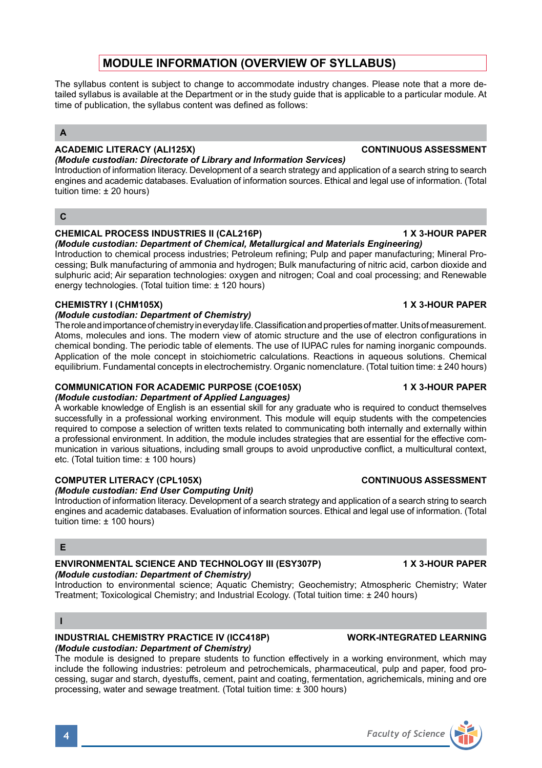# MODULE INFORMATION (OVERVIEW OF SYLLABUS)

The syllabus content is subject to change to accommodate industry changes. Please note that a more detailed syllabus is available at the Department or in the study guide that is applicable to a particular module. At time of publication, the syllabus content was defined as follows:

## A

### ACADEMIC LITERACY (ALI125X) — CONTINUOUS ASSESSMENT

*(Module custodian: Directorate of Library and Information Services)*

Introduction of information literacy. Development of a search strategy and application of a search string to search engines and academic databases. Evaluation of information sources. Ethical and legal use of information. (Total tuition time: ± 20 hours)

## C

### CHEMICAL PROCESS INDUSTRIES II (CAL216P) — 1 X 3-HOUR PAPER

*(Module custodian: Department of Chemical, Metallurgical and Materials Engineering)*

Introduction to chemical process industries; Petroleum refining; Pulp and paper manufacturing; Mineral Processing; Bulk manufacturing of ammonia and hydrogen; Bulk manufacturing of nitric acid, carbon dioxide and sulphuric acid; Air separation technologies: oxygen and nitrogen; Coal and coal processing; and Renewable energy technologies. (Total tuition time: ± 120 hours)

### CHEMISTRY I (CHM105X) — 1 X 3-HOUR PAPER

*(Module custodian: Department of Chemistry)*

The role and importance of chemistry in everyday life. Classification and properties of matter. Units of measurement. Atoms, molecules and ions. The modern view of atomic structure and the use of electron configurations in chemical bonding. The periodic table of elements. The use of IUPAC rules for naming inorganic compounds. Application of the mole concept in stoichiometric calculations. Reactions in aqueous solutions. Chemical equilibrium. Fundamental concepts in electrochemistry. Organic nomenclature. (Total tuition time: ± 240 hours)

### COMMUNICATION FOR ACADEMIC PURPOSE (COE105X) — 1 X 3-HOUR PAPER

*(Module custodian: Department of Applied Languages)*

A workable knowledge of English is an essential skill for any graduate who is required to conduct themselves successfully in a professional working environment. This module will equip students with the competencies required to compose a selection of written texts related to communicating both internally and externally within a professional environment. In addition, the module includes strategies that are essential for the effective communication in various situations, including small groups to avoid unproductive conflict, a multicultural context, etc. (Total tuition time: ± 100 hours)

### COMPUTER LITERACY (CPL105X) — CONTINUOUS ASSESSMENT

*(Module custodian: End User Computing Unit)*

Introduction of information literacy. Development of a search strategy and application of a search string to search engines and academic databases. Evaluation of information sources. Ethical and legal use of information. (Total tuition time: ± 100 hours)

## E

### ENVIRONMENTAL SCIENCE AND TECHNOLOGY III (ESY307P) — 1 X 3-HOUR PAPER

*(Module custodian: Department of Chemistry)*

Introduction to environmental science; Aquatic Chemistry; Geochemistry; Atmospheric Chemistry; Water Treatment; Toxicological Chemistry; and Industrial Ecology. (Total tuition time: ± 240 hours)

## I

### INDUSTRIAL CHEMISTRY PRACTICE IV (ICC418P) — WORK-INTEGRATED LEARNING

*(Module custodian: Department of Chemistry)*

The module is designed to prepare students to function effectively in a working environment, which may include the following industries: petroleum and petrochemicals, pharmaceutical, pulp and paper, food processing, sugar and starch, dyestuffs, cement, paint and coating, fermentation, agrichemicals, mining and ore processing, water and sewage treatment. (Total tuition time: ± 300 hours)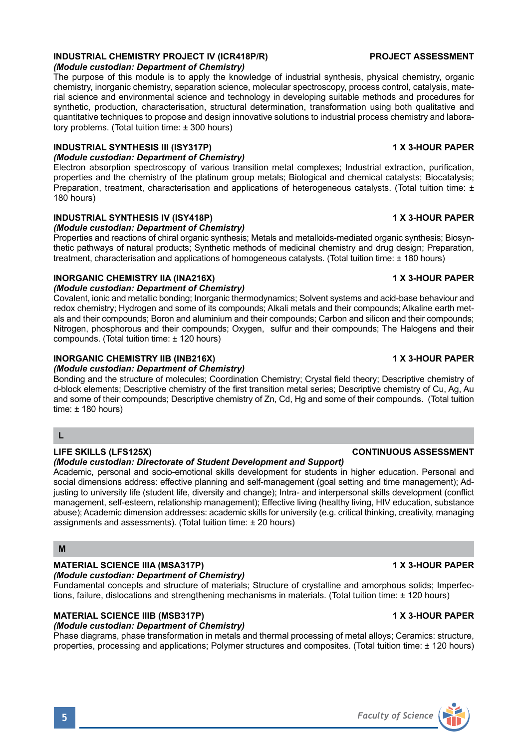### INDUSTRIAL CHEMISTRY PROJECT IV (ICR418P/R) — PROJECT ASSESSMENT

*(Module custodian: Department of Chemistry)*

The purpose of this module is to apply the knowledge of industrial synthesis, physical chemistry, organic chemistry, inorganic chemistry, separation science, molecular spectroscopy, process control, catalysis, material science and environmental science and technology in developing suitable methods and procedures for synthetic, production, characterisation, structural determination, transformation using both qualitative and quantitative techniques to propose and design innovative solutions to industrial process chemistry and laboratory problems. (Total tuition time: ± 300 hours)

### INDUSTRIAL SYNTHESIS III (ISY317P) — 1 X 3-HOUR PAPER

*(Module custodian: Department of Chemistry)*

Electron absorption spectroscopy of various transition metal complexes; Industrial extraction, purification, properties and the chemistry of the platinum group metals; Biological and chemical catalysts; Biocatalysis; Preparation, treatment, characterisation and applications of heterogeneous catalysts. (Total tuition time: ± 180 hours)

### INDUSTRIAL SYNTHESIS IV (ISY418P) — 1 X 3-HOUR PAPER

*(Module custodian: Department of Chemistry)*

Properties and reactions of chiral organic synthesis; Metals and metalloids-mediated organic synthesis; Biosynthetic pathways of natural products; Synthetic methods of medicinal chemistry and drug design; Preparation, treatment, characterisation and applications of homogeneous catalysts. (Total tuition time: ± 180 hours)

### INORGANIC CHEMISTRY IIA (INA216X) — 1 X 3-HOUR PAPER

*(Module custodian: Department of Chemistry)*

Covalent, ionic and metallic bonding; Inorganic thermodynamics; Solvent systems and acid-base behaviour and redox chemistry; Hydrogen and some of its compounds; Alkali metals and their compounds; Alkaline earth metals and their compounds; Boron and aluminium and their compounds; Carbon and silicon and their compounds; Nitrogen, phosphorous and their compounds; Oxygen, sulfur and their compounds; The Halogens and their compounds. (Total tuition time: ± 120 hours)

### INORGANIC CHEMISTRY IIB (INB216X) — 1 X 3-HOUR PAPER

*(Module custodian: Department of Chemistry)*

Bonding and the structure of molecules; Coordination Chemistry; Crystal field theory; Descriptive chemistry of d-block elements; Descriptive chemistry of the first transition metal series; Descriptive chemistry of Cu, Ag, Au and some of their compounds; Descriptive chemistry of Zn, Cd, Hg and some of their compounds. (Total tuition time: ± 180 hours)

## L

### LIFE SKILLS (LFS125X) — CONTINUOUS ASSESSMENT

*(Module custodian: Directorate of Student Development and Support)*

Academic, personal and socio-emotional skills development for students in higher education. Personal and social dimensions address: effective planning and self-management (goal setting and time management); Adjusting to university life (student life, diversity and change); Intra- and interpersonal skills development (conflict management, self-esteem, relationship management); Effective living (healthy living, HIV education, substance abuse); Academic dimension addresses: academic skills for university (e.g. critical thinking, creativity, managing assignments and assessments). (Total tuition time: ± 20 hours)

## M

### MATERIAL SCIENCE IIIA (MSA317P) — 1 X 3-HOUR PAPER

*(Module custodian: Department of Chemistry)*

Fundamental concepts and structure of materials; Structure of crystalline and amorphous solids; Imperfections, failure, dislocations and strengthening mechanisms in materials. (Total tuition time: ± 120 hours)

### MATERIAL SCIENCE IIIB (MSB317P) — 1 X 3-HOUR PAPER

*(Module custodian: Department of Chemistry)*

Phase diagrams, phase transformation in metals and thermal processing of metal alloys; Ceramics: structure, properties, processing and applications; Polymer structures and composites. (Total tuition time: ± 120 hours)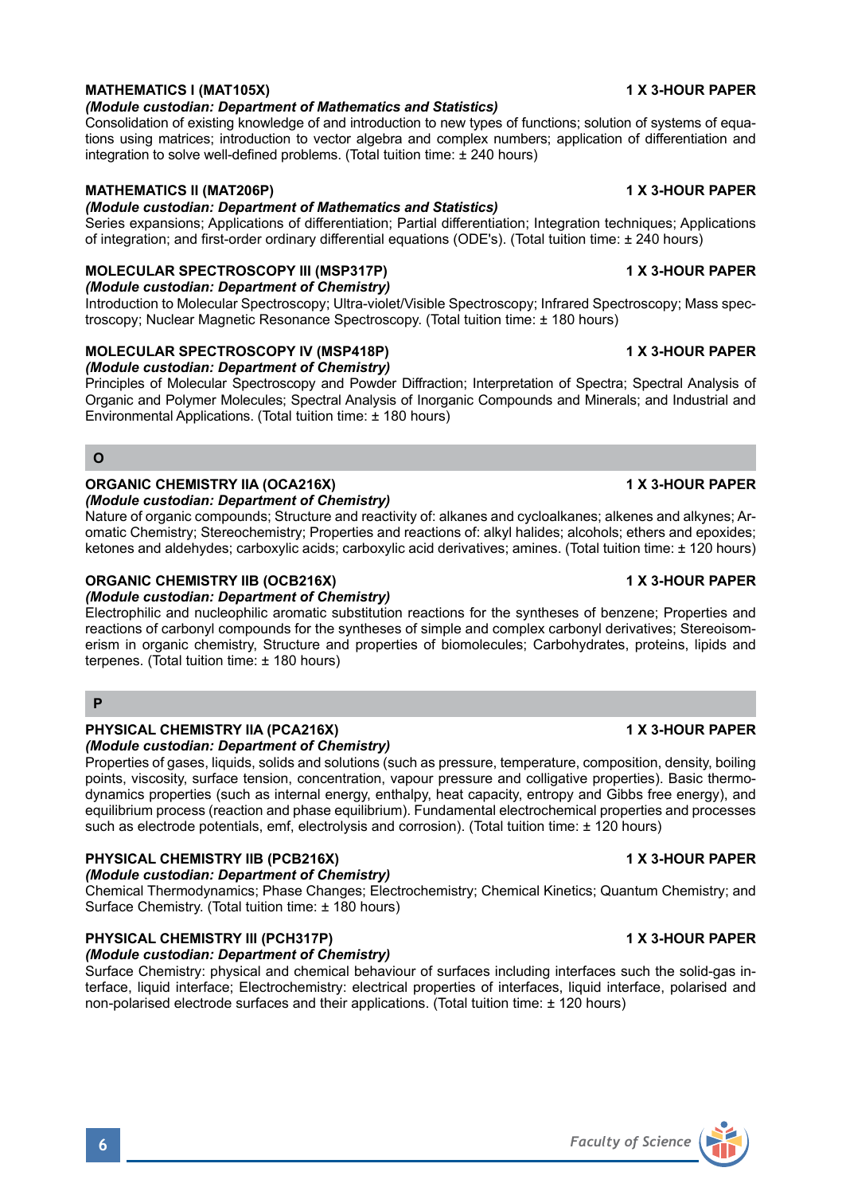### MATHEMATICS I (MAT105X) — 1 X 3-HOUR PAPER

*(Module custodian: Department of Mathematics and Statistics)*

Consolidation of existing knowledge of and introduction to new types of functions; solution of systems of equations using matrices; introduction to vector algebra and complex numbers; application of differentiation and integration to solve well-defined problems. (Total tuition time: ± 240 hours)

### MATHEMATICS II (MAT206P) — 1 X 3-HOUR PAPER

*(Module custodian: Department of Mathematics and Statistics)*

Series expansions; Applications of differentiation; Partial differentiation; Integration techniques; Applications of integration; and first-order ordinary differential equations (ODE's). (Total tuition time: ± 240 hours)

### MOLECULAR SPECTROSCOPY III (MSP317P) — 1 X 3-HOUR PAPER

*(Module custodian: Department of Chemistry)*

Introduction to Molecular Spectroscopy; Ultra-violet/Visible Spectroscopy; Infrared Spectroscopy; Mass spectroscopy; Nuclear Magnetic Resonance Spectroscopy. (Total tuition time: ± 180 hours)

### MOLECULAR SPECTROSCOPY IV (MSP418P) — 1 X 3-HOUR PAPER

*(Module custodian: Department of Chemistry)*

Principles of Molecular Spectroscopy and Powder Diffraction; Interpretation of Spectra; Spectral Analysis of Organic and Polymer Molecules; Spectral Analysis of Inorganic Compounds and Minerals; and Industrial and Environmental Applications. (Total tuition time: ± 180 hours)

## O

### ORGANIC CHEMISTRY IIA (OCA216X) — 1 X 3-HOUR PAPER

*(Module custodian: Department of Chemistry)*

Nature of organic compounds; Structure and reactivity of: alkanes and cycloalkanes; alkenes and alkynes; Aromatic Chemistry; Stereochemistry; Properties and reactions of: alkyl halides; alcohols; ethers and epoxides; ketones and aldehydes; carboxylic acids; carboxylic acid derivatives; amines. (Total tuition time: ± 120 hours)

### ORGANIC CHEMISTRY IIB (OCB216X) — 1 X 3-HOUR PAPER

*(Module custodian: Department of Chemistry)*

Electrophilic and nucleophilic aromatic substitution reactions for the syntheses of benzene; Properties and reactions of carbonyl compounds for the syntheses of simple and complex carbonyl derivatives; Stereoisomerism in organic chemistry, Structure and properties of biomolecules; Carbohydrates, proteins, lipids and terpenes. (Total tuition time: ± 180 hours)

## P

### PHYSICAL CHEMISTRY IIA (PCA216X) — 1 X 3-HOUR PAPER

*(Module custodian: Department of Chemistry)*

Properties of gases, liquids, solids and solutions (such as pressure, temperature, composition, density, boiling points, viscosity, surface tension, concentration, vapour pressure and colligative properties). Basic thermodynamics properties (such as internal energy, enthalpy, heat capacity, entropy and Gibbs free energy), and equilibrium process (reaction and phase equilibrium). Fundamental electrochemical properties and processes such as electrode potentials, emf, electrolysis and corrosion). (Total tuition time: ± 120 hours)

### PHYSICAL CHEMISTRY IIB (PCB216X) — 1 X 3-HOUR PAPER

*(Module custodian: Department of Chemistry)*

Chemical Thermodynamics; Phase Changes; Electrochemistry; Chemical Kinetics; Quantum Chemistry; and Surface Chemistry. (Total tuition time: ± 180 hours)

### PHYSICAL CHEMISTRY III (PCH317P) — 1 X 3-HOUR PAPER

*(Module custodian: Department of Chemistry)*

Surface Chemistry: physical and chemical behaviour of surfaces including interfaces such the solid-gas interface, liquid interface; Electrochemistry: electrical properties of interfaces, liquid interface, polarised and non-polarised electrode surfaces and their applications. (Total tuition time: ± 120 hours)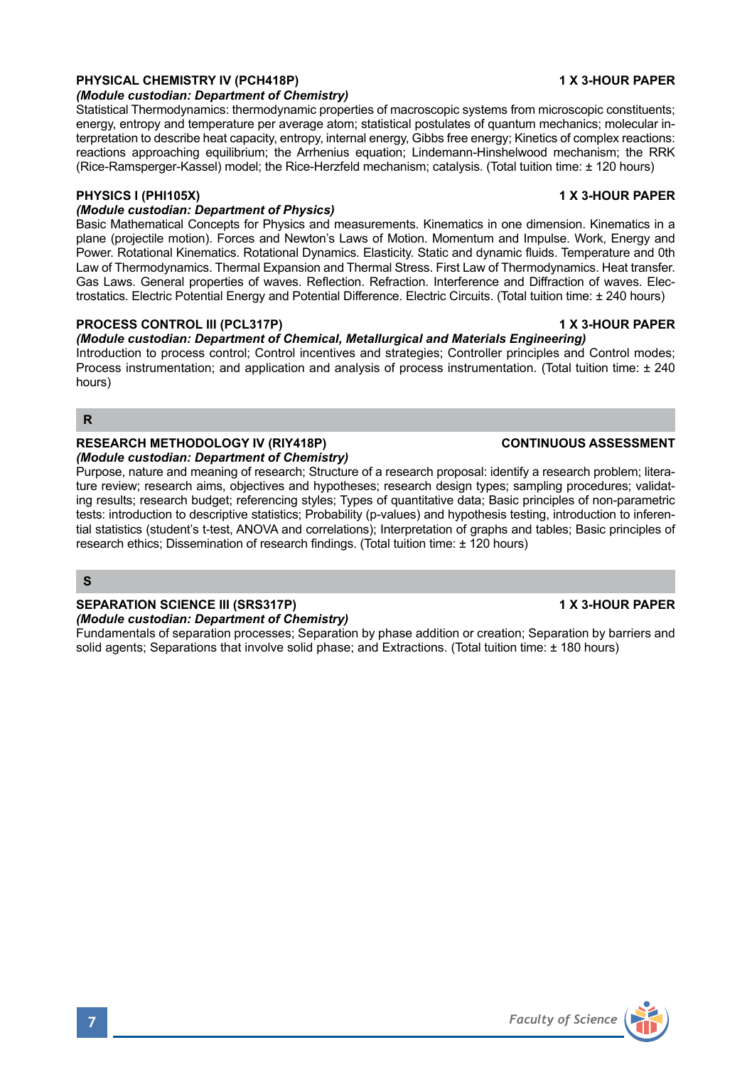**PHYSICAL CHEMISTRY IV (PCH418P)** **1 X 3-HOUR PAPER**

***(Module custodian: Department of Chemistry)***

Statistical Thermodynamics: thermodynamic properties of macroscopic systems from microscopic constituents; energy, entropy and temperature per average atom; statistical postulates of quantum mechanics; molecular interpretation to describe heat capacity, entropy, internal energy, Gibbs free energy; Kinetics of complex reactions: reactions approaching equilibrium; the Arrhenius equation; Lindemann-Hinshelwood mechanism; the RRK (Rice-Ramsperger-Kassel) model; the Rice-Herzfeld mechanism; catalysis. (Total tuition time: ± 120 hours)

**PHYSICS I (PHI105X)** **1 X 3-HOUR PAPER**

***(Module custodian: Department of Physics)***

Basic Mathematical Concepts for Physics and measurements. Kinematics in one dimension. Kinematics in a plane (projectile motion). Forces and Newton's Laws of Motion. Momentum and Impulse. Work, Energy and Power. Rotational Kinematics. Rotational Dynamics. Elasticity. Static and dynamic fluids. Temperature and 0th Law of Thermodynamics. Thermal Expansion and Thermal Stress. First Law of Thermodynamics. Heat transfer. Gas Laws. General properties of waves. Reflection. Refraction. Interference and Diffraction of waves. Electrostatics. Electric Potential Energy and Potential Difference. Electric Circuits. (Total tuition time: ± 240 hours)

**PROCESS CONTROL III (PCL317P)** **1 X 3-HOUR PAPER**

***(Module custodian: Department of Chemical, Metallurgical and Materials Engineering)***

Introduction to process control; Control incentives and strategies; Controller principles and Control modes; Process instrumentation; and application and analysis of process instrumentation. (Total tuition time: ± 240 hours)

## R

**RESEARCH METHODOLOGY IV (RIY418P)** **CONTINUOUS ASSESSMENT**

***(Module custodian: Department of Chemistry)***

Purpose, nature and meaning of research; Structure of a research proposal: identify a research problem; literature review; research aims, objectives and hypotheses; research design types; sampling procedures; validating results; research budget; referencing styles; Types of quantitative data; Basic principles of non-parametric tests: introduction to descriptive statistics; Probability (p-values) and hypothesis testing, introduction to inferential statistics (student's t-test, ANOVA and correlations); Interpretation of graphs and tables; Basic principles of research ethics; Dissemination of research findings. (Total tuition time: ± 120 hours)

## S

**SEPARATION SCIENCE III (SRS317P)** **1 X 3-HOUR PAPER**

***(Module custodian: Department of Chemistry)***

Fundamentals of separation processes; Separation by phase addition or creation; Separation by barriers and solid agents; Separations that involve solid phase; and Extractions. (Total tuition time: ± 180 hours)